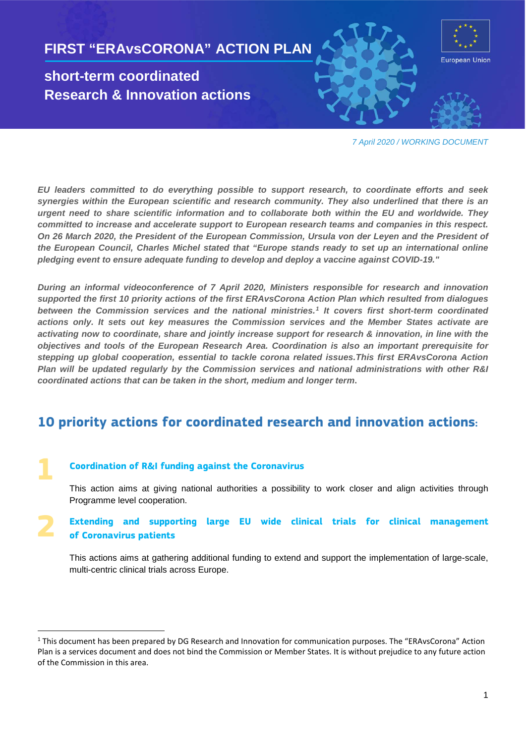# FIRST "ERAvsCORONA" ACTION PLAN

## short-term coordinated Research & Innovation actions

European Union

*7 April 2020 / WORKING DOCUMENT*

***EU leaders committed to do everything possible to support research, to coordinate efforts and seek synergies within the European scientific and research community. They also underlined that there is an urgent need to share scientific information and to collaborate both within the EU and worldwide. They committed to increase and accelerate support to European research teams and companies in this respect. On 26 March 2020, the President of the European Commission, Ursula von der Leyen and the President of the European Council, Charles Michel stated that "Europe stands ready to set up an international online pledging event to ensure adequate funding to develop and deploy a vaccine against COVID-19."***

***During an informal videoconference of 7 April 2020, Ministers responsible for research and innovation supported the first 10 priority actions of the first ERAvsCorona Action Plan which resulted from dialogues between the Commission services and the national ministries.[1] It covers first short-term coordinated actions only. It sets out key measures the Commission services and the Member States activate are activating now to coordinate, share and jointly increase support for research & innovation, in line with the objectives and tools of the European Research Area. Coordination is also an important prerequisite for stepping up global cooperation, essential to tackle corona related issues.This first ERAvsCorona Action Plan will be updated regularly by the Commission services and national administrations with other R&I coordinated actions that can be taken in the short, medium and longer term.***

## 10 priority actions for coordinated research and innovation actions:

### 1 Coordination of R&I funding against the Coronavirus

This action aims at giving national authorities a possibility to work closer and align activities through Programme level cooperation.

### 2 Extending and supporting large EU wide clinical trials for clinical management of Coronavirus patients

This actions aims at gathering additional funding to extend and support the implementation of large-scale, multi-centric clinical trials across Europe.

---

[1] This document has been prepared by DG Research and Innovation for communication purposes. The "ERAvsCorona" Action Plan is a services document and does not bind the Commission or Member States. It is without prejudice to any future action of the Commission in this area.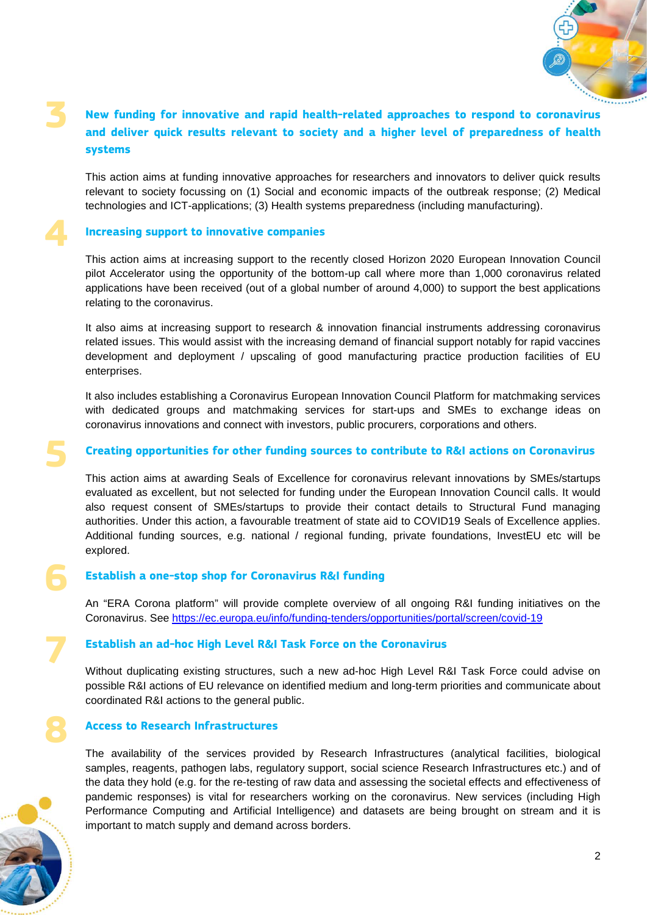## 3 New funding for innovative and rapid health-related approaches to respond to coronavirus and deliver quick results relevant to society and a higher level of preparedness of health systems

This action aims at funding innovative approaches for researchers and innovators to deliver quick results relevant to society focussing on (1) Social and economic impacts of the outbreak response; (2) Medical technologies and ICT-applications; (3) Health systems preparedness (including manufacturing).

## 4 Increasing support to innovative companies

This action aims at increasing support to the recently closed Horizon 2020 European Innovation Council pilot Accelerator using the opportunity of the bottom-up call where more than 1,000 coronavirus related applications have been received (out of a global number of around 4,000) to support the best applications relating to the coronavirus.

It also aims at increasing support to research & innovation financial instruments addressing coronavirus related issues. This would assist with the increasing demand of financial support notably for rapid vaccines development and deployment / upscaling of good manufacturing practice production facilities of EU enterprises.

It also includes establishing a Coronavirus European Innovation Council Platform for matchmaking services with dedicated groups and matchmaking services for start-ups and SMEs to exchange ideas on coronavirus innovations and connect with investors, public procurers, corporations and others.

## 5 Creating opportunities for other funding sources to contribute to R&I actions on Coronavirus

This action aims at awarding Seals of Excellence for coronavirus relevant innovations by SMEs/startups evaluated as excellent, but not selected for funding under the European Innovation Council calls. It would also request consent of SMEs/startups to provide their contact details to Structural Fund managing authorities. Under this action, a favourable treatment of state aid to COVID19 Seals of Excellence applies. Additional funding sources, e.g. national / regional funding, private foundations, InvestEU etc will be explored.

## 6 Establish a one-stop shop for Coronavirus R&I funding

An “ERA Corona platform” will provide complete overview of all ongoing R&I funding initiatives on the Coronavirus. See https://ec.europa.eu/info/funding-tenders/opportunities/portal/screen/covid-19

## 7 Establish an ad-hoc High Level R&I Task Force on the Coronavirus

Without duplicating existing structures, such a new ad-hoc High Level R&I Task Force could advise on possible R&I actions of EU relevance on identified medium and long-term priorities and communicate about coordinated R&I actions to the general public.

## 8 Access to Research Infrastructures

The availability of the services provided by Research Infrastructures (analytical facilities, biological samples, reagents, pathogen labs, regulatory support, social science Research Infrastructures etc.) and of the data they hold (e.g. for the re-testing of raw data and assessing the societal effects and effectiveness of pandemic responses) is vital for researchers working on the coronavirus. New services (including High Performance Computing and Artificial Intelligence) and datasets are being brought on stream and it is important to match supply and demand across borders.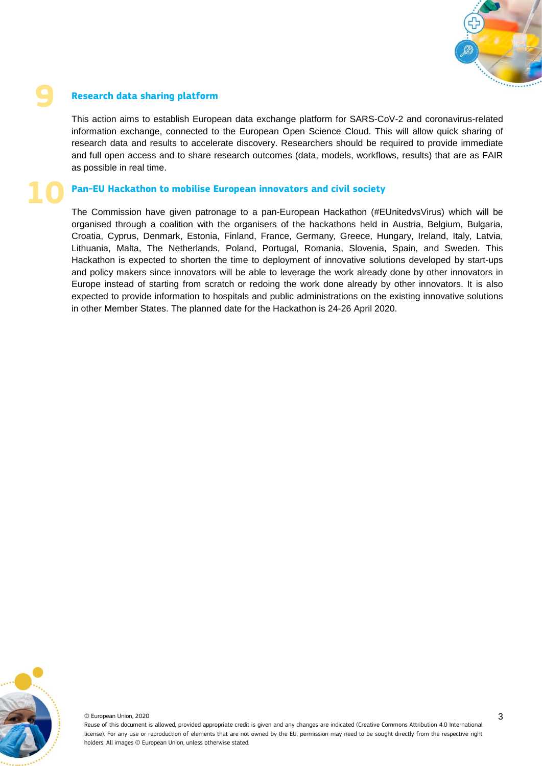## 9 Research data sharing platform

This action aims to establish European data exchange platform for SARS-CoV-2 and coronavirus-related information exchange, connected to the European Open Science Cloud. This will allow quick sharing of research data and results to accelerate discovery. Researchers should be required to provide immediate and full open access and to share research outcomes (data, models, workflows, results) that are as FAIR as possible in real time.

## 10 Pan-EU Hackathon to mobilise European innovators and civil society

The Commission have given patronage to a pan-European Hackathon (#EUnitedvsVirus) which will be organised through a coalition with the organisers of the hackathons held in Austria, Belgium, Bulgaria, Croatia, Cyprus, Denmark, Estonia, Finland, France, Germany, Greece, Hungary, Ireland, Italy, Latvia, Lithuania, Malta, The Netherlands, Poland, Portugal, Romania, Slovenia, Spain, and Sweden. This Hackathon is expected to shorten the time to deployment of innovative solutions developed by start-ups and policy makers since innovators will be able to leverage the work already done by other innovators in Europe instead of starting from scratch or redoing the work done already by other innovators. It is also expected to provide information to hospitals and public administrations on the existing innovative solutions in other Member States. The planned date for the Hackathon is 24-26 April 2020.

© European Union, 2020

Reuse of this document is allowed, provided appropriate credit is given and any changes are indicated (Creative Commons Attribution 4.0 International license). For any use or reproduction of elements that are not owned by the EU, permission may need to be sought directly from the respective right holders. All images © European Union, unless otherwise stated.